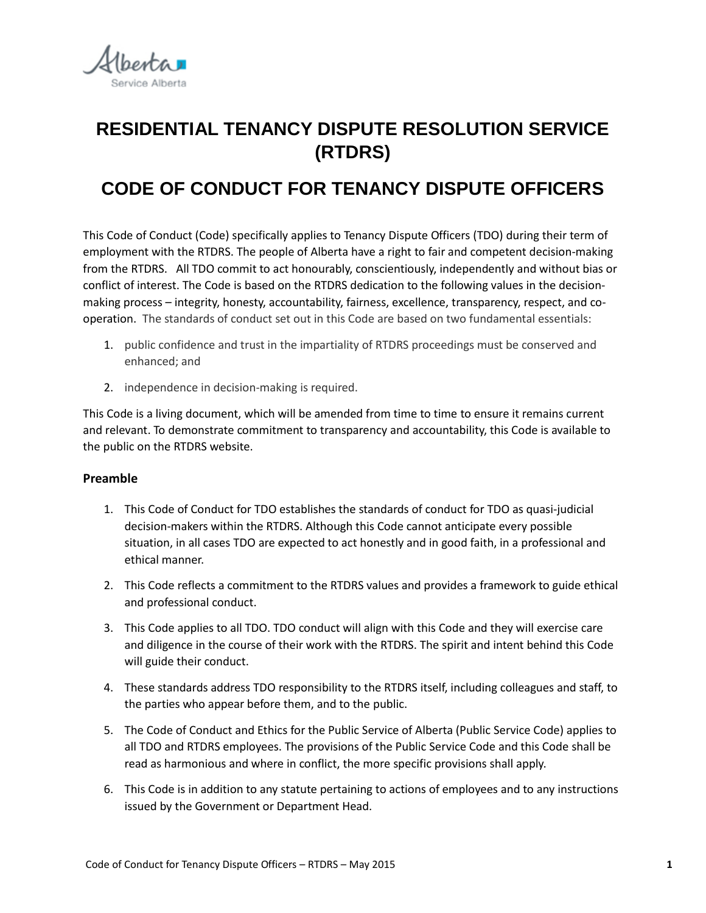# RESIDENTIAL TENANCY DISPUTE RESOLUTION SERVICE (RTDRS)

# CODE OF CONDUCT FOR TENANCY DISPUTE OFFICERS

This Code of Conduct (Code) specifically applies to Tenancy Dispute Officers (TDO) during their term of employment with the RTDRS. The people of Alberta have a right to fair and competent decision-making from the RTDRS. All TDO commit to act honourably, conscientiously, independently and without bias or conflict of interest. The Code is based on the RTDRS dedication to the following values in the decision-making process – integrity, honesty, accountability, fairness, excellence, transparency, respect, and co-operation. The standards of conduct set out in this Code are based on two fundamental essentials:

1. public confidence and trust in the impartiality of RTDRS proceedings must be conserved and enhanced; and
2. independence in decision-making is required.

This Code is a living document, which will be amended from time to time to ensure it remains current and relevant. To demonstrate commitment to transparency and accountability, this Code is available to the public on the RTDRS website.

### Preamble

1. This Code of Conduct for TDO establishes the standards of conduct for TDO as quasi-judicial decision-makers within the RTDRS. Although this Code cannot anticipate every possible situation, in all cases TDO are expected to act honestly and in good faith, in a professional and ethical manner.
2. This Code reflects a commitment to the RTDRS values and provides a framework to guide ethical and professional conduct.
3. This Code applies to all TDO. TDO conduct will align with this Code and they will exercise care and diligence in the course of their work with the RTDRS. The spirit and intent behind this Code will guide their conduct.
4. These standards address TDO responsibility to the RTDRS itself, including colleagues and staff, to the parties who appear before them, and to the public.
5. The Code of Conduct and Ethics for the Public Service of Alberta (Public Service Code) applies to all TDO and RTDRS employees. The provisions of the Public Service Code and this Code shall be read as harmonious and where in conflict, the more specific provisions shall apply.
6. This Code is in addition to any statute pertaining to actions of employees and to any instructions issued by the Government or Department Head.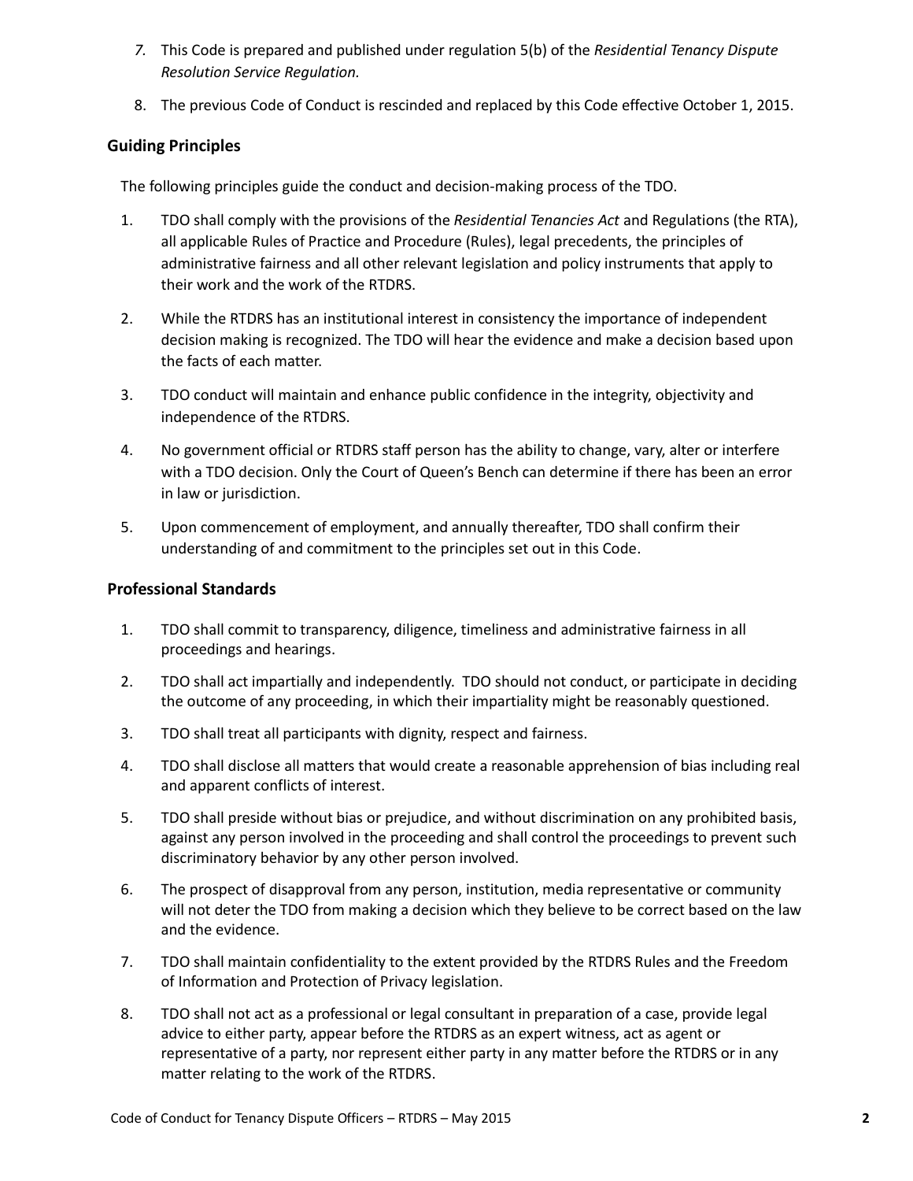7. This Code is prepared and published under regulation 5(b) of the *Residential Tenancy Dispute Resolution Service Regulation.*
8. The previous Code of Conduct is rescinded and replaced by this Code effective October 1, 2015.

## Guiding Principles

The following principles guide the conduct and decision-making process of the TDO.

1. TDO shall comply with the provisions of the *Residential Tenancies Act* and Regulations (the RTA), all applicable Rules of Practice and Procedure (Rules), legal precedents, the principles of administrative fairness and all other relevant legislation and policy instruments that apply to their work and the work of the RTDRS.
2. While the RTDRS has an institutional interest in consistency the importance of independent decision making is recognized. The TDO will hear the evidence and make a decision based upon the facts of each matter.
3. TDO conduct will maintain and enhance public confidence in the integrity, objectivity and independence of the RTDRS.
4. No government official or RTDRS staff person has the ability to change, vary, alter or interfere with a TDO decision. Only the Court of Queen's Bench can determine if there has been an error in law or jurisdiction.
5. Upon commencement of employment, and annually thereafter, TDO shall confirm their understanding of and commitment to the principles set out in this Code.

## Professional Standards

1. TDO shall commit to transparency, diligence, timeliness and administrative fairness in all proceedings and hearings.
2. TDO shall act impartially and independently. TDO should not conduct, or participate in deciding the outcome of any proceeding, in which their impartiality might be reasonably questioned.
3. TDO shall treat all participants with dignity, respect and fairness.
4. TDO shall disclose all matters that would create a reasonable apprehension of bias including real and apparent conflicts of interest.
5. TDO shall preside without bias or prejudice, and without discrimination on any prohibited basis, against any person involved in the proceeding and shall control the proceedings to prevent such discriminatory behavior by any other person involved.
6. The prospect of disapproval from any person, institution, media representative or community will not deter the TDO from making a decision which they believe to be correct based on the law and the evidence.
7. TDO shall maintain confidentiality to the extent provided by the RTDRS Rules and the Freedom of Information and Protection of Privacy legislation.
8. TDO shall not act as a professional or legal consultant in preparation of a case, provide legal advice to either party, appear before the RTDRS as an expert witness, act as agent or representative of a party, nor represent either party in any matter before the RTDRS or in any matter relating to the work of the RTDRS.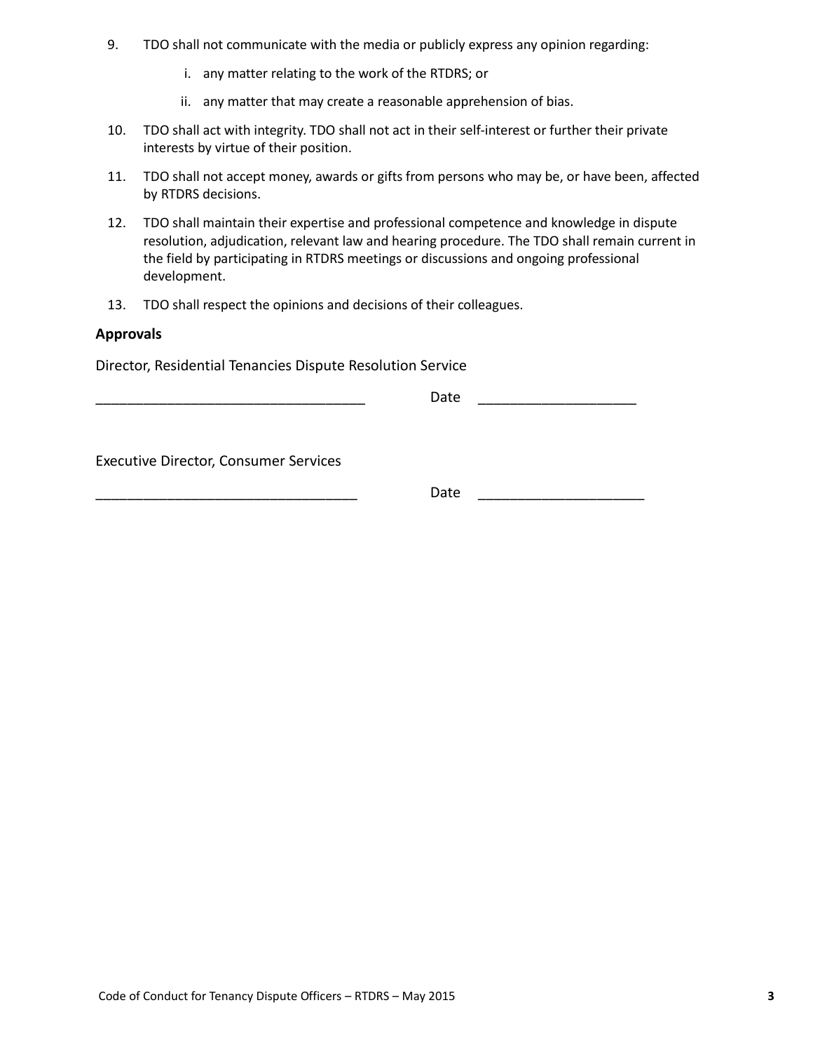9. TDO shall not communicate with the media or publicly express any opinion regarding:

   i. any matter relating to the work of the RTDRS; or

   ii. any matter that may create a reasonable apprehension of bias.

10. TDO shall act with integrity. TDO shall not act in their self-interest or further their private interests by virtue of their position.

11. TDO shall not accept money, awards or gifts from persons who may be, or have been, affected by RTDRS decisions.

12. TDO shall maintain their expertise and professional competence and knowledge in dispute resolution, adjudication, relevant law and hearing procedure. The TDO shall remain current in the field by participating in RTDRS meetings or discussions and ongoing professional development.

13. TDO shall respect the opinions and decisions of their colleagues.

**Approvals**

Director, Residential Tenancies Dispute Resolution Service

___________________________________ Date ____________________

Executive Director, Consumer Services

___________________________________ Date ____________________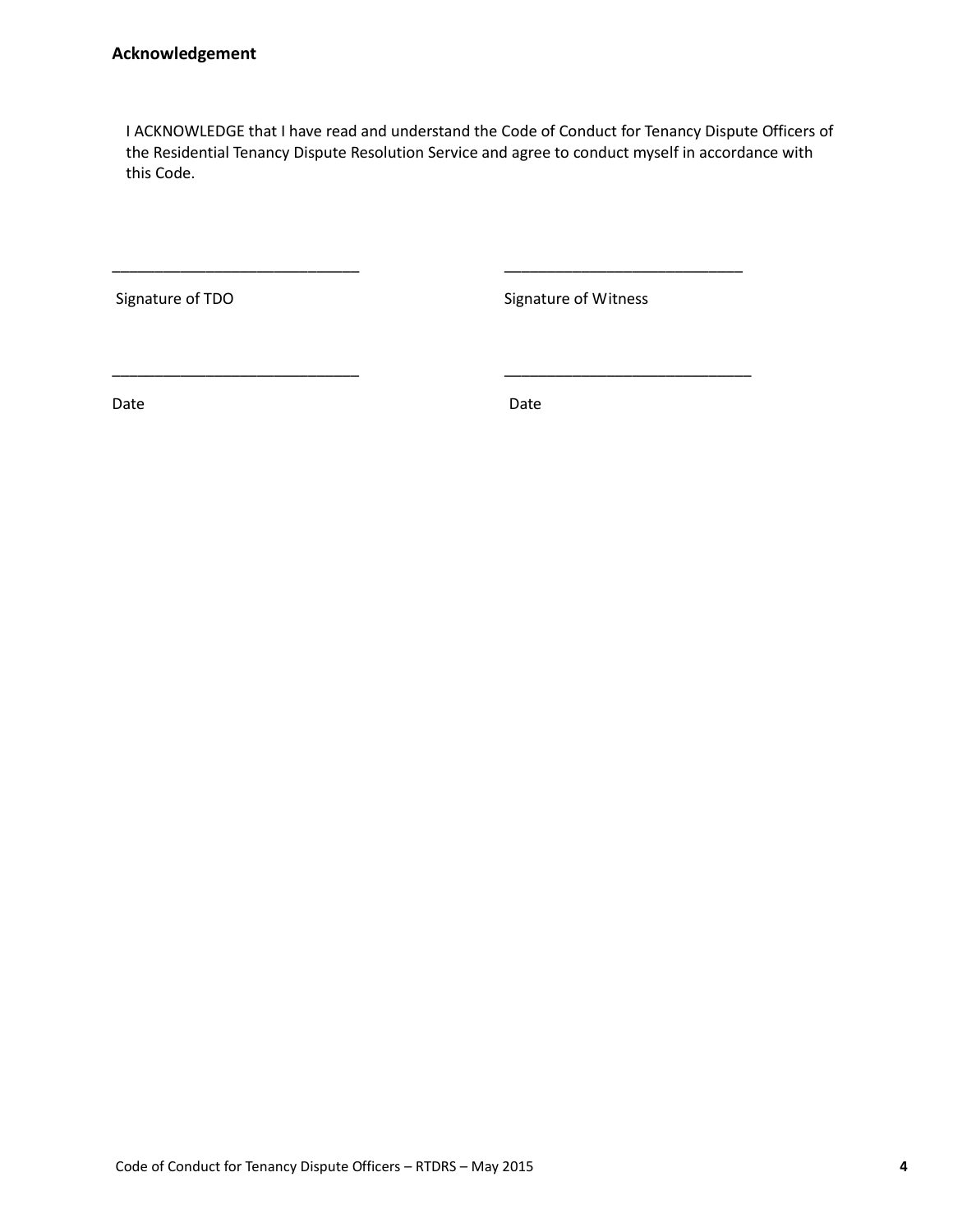## Acknowledgement

I ACKNOWLEDGE that I have read and understand the Code of Conduct for Tenancy Dispute Officers of the Residential Tenancy Dispute Resolution Service and agree to conduct myself in accordance with this Code.

| | |
|---|---|
| _____________________________ | _____________________________ |
| Signature of TDO | Signature of Witness |
| _____________________________ | _____________________________ |
| Date | Date |